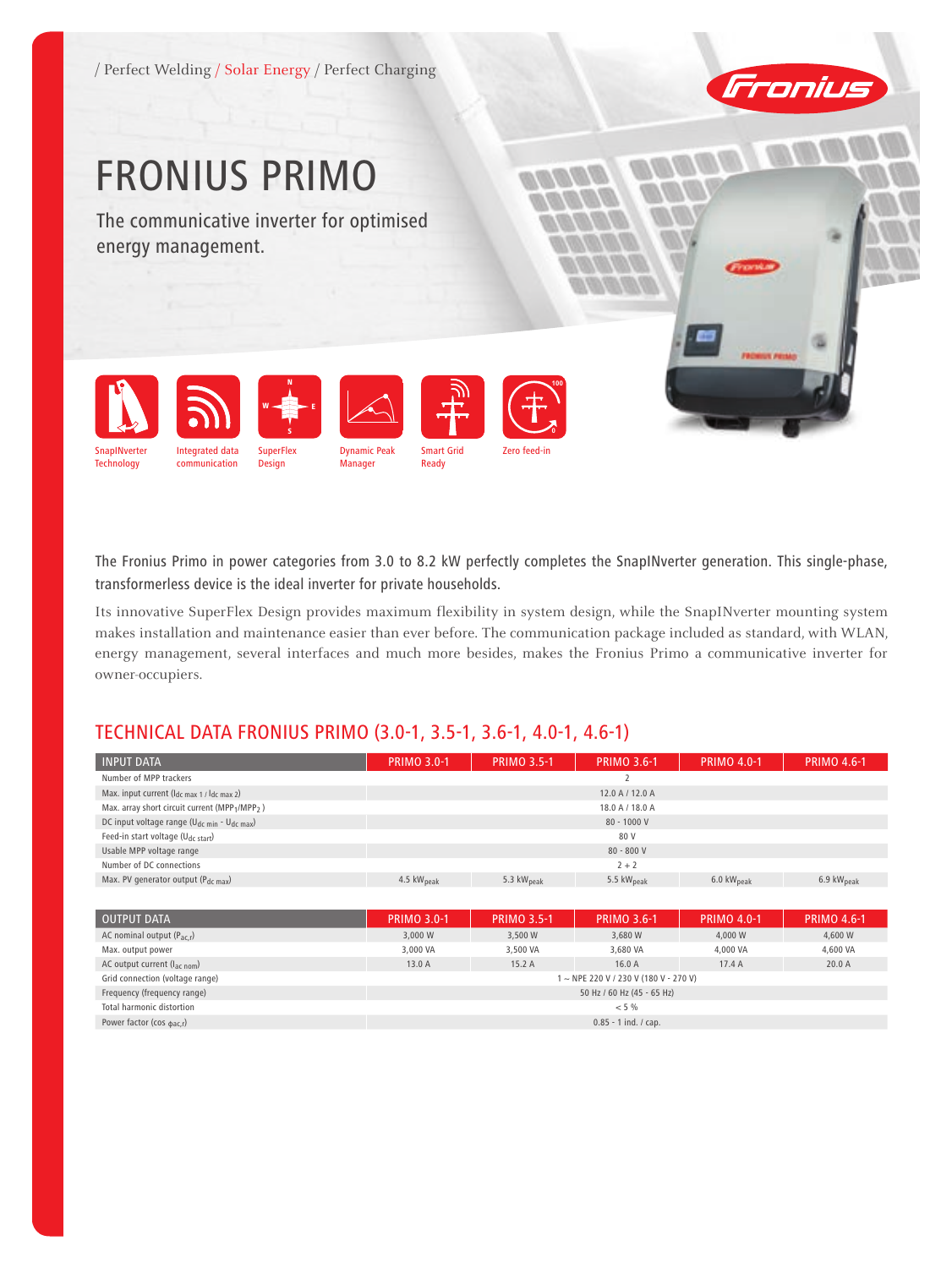/ Perfect Welding / Solar Energy / Perfect Charging

# FRONIUS PRIMO

The communicative inverter for optimised energy management.

SnapINverter Technology | Integrated data communication | SuperFlex Design | Dynamic Peak Manager | Smart Grid Ready | Zero feed-in

The Fronius Primo in power categories from 3.0 to 8.2 kW perfectly completes the SnapINverter generation. This single-phase, transformerless device is the ideal inverter for private households.

Its innovative SuperFlex Design provides maximum flexibility in system design, while the SnapINverter mounting system makes installation and maintenance easier than ever before. The communication package included as standard, with WLAN, energy management, several interfaces and much more besides, makes the Fronius Primo a communicative inverter for owner-occupiers.

## TECHNICAL DATA FRONIUS PRIMO (3.0-1, 3.5-1, 3.6-1, 4.0-1, 4.6-1)

| INPUT DATA | PRIMO 3.0-1 | PRIMO 3.5-1 | PRIMO 3.6-1 | PRIMO 4.0-1 | PRIMO 4.6-1 |
|---|---|---|---|---|---|
| Number of MPP trackers | | | 2 | | |
| Max. input current ($I_{dc\ max\ 1}$ / $I_{dc\ max\ 2}$) | | | 12.0 A / 12.0 A | | |
| Max. array short circuit current ($MPP_1$/$MPP_2$) | | | 18.0 A / 18.0 A | | |
| DC input voltage range ($U_{dc\ min}$ - $U_{dc\ max}$) | | | 80 - 1000 V | | |
| Feed-in start voltage ($U_{dc\ start}$) | | | 80 V | | |
| Usable MPP voltage range | | | 80 - 800 V | | |
| Number of DC connections | | | 2 + 2 | | |
| Max. PV generator output ($P_{dc\ max}$) | 4.5 $kW_{peak}$ | 5.3 $kW_{peak}$ | 5.5 $kW_{peak}$ | 6.0 $kW_{peak}$ | 6.9 $kW_{peak}$ |

| OUTPUT DATA | PRIMO 3.0-1 | PRIMO 3.5-1 | PRIMO 3.6-1 | PRIMO 4.0-1 | PRIMO 4.6-1 |
|---|---|---|---|---|---|
| AC nominal output ($P_{ac,r}$) | 3,000 W | 3,500 W | 3,680 W | 4,000 W | 4,600 W |
| Max. output power | 3,000 VA | 3,500 VA | 3,680 VA | 4,000 VA | 4,600 VA |
| AC output current ($I_{ac\ nom}$) | 13.0 A | 15.2 A | 16.0 A | 17.4 A | 20.0 A |
| Grid connection (voltage range) | | | 1 ~ NPE 220 V / 230 V (180 V - 270 V) | | |
| Frequency (frequency range) | | | 50 Hz / 60 Hz (45 - 65 Hz) | | |
| Total harmonic distortion | | | < 5 % | | |
| Power factor (cos $\phi_{ac,r}$) | | | 0.85 - 1 ind. / cap. | | |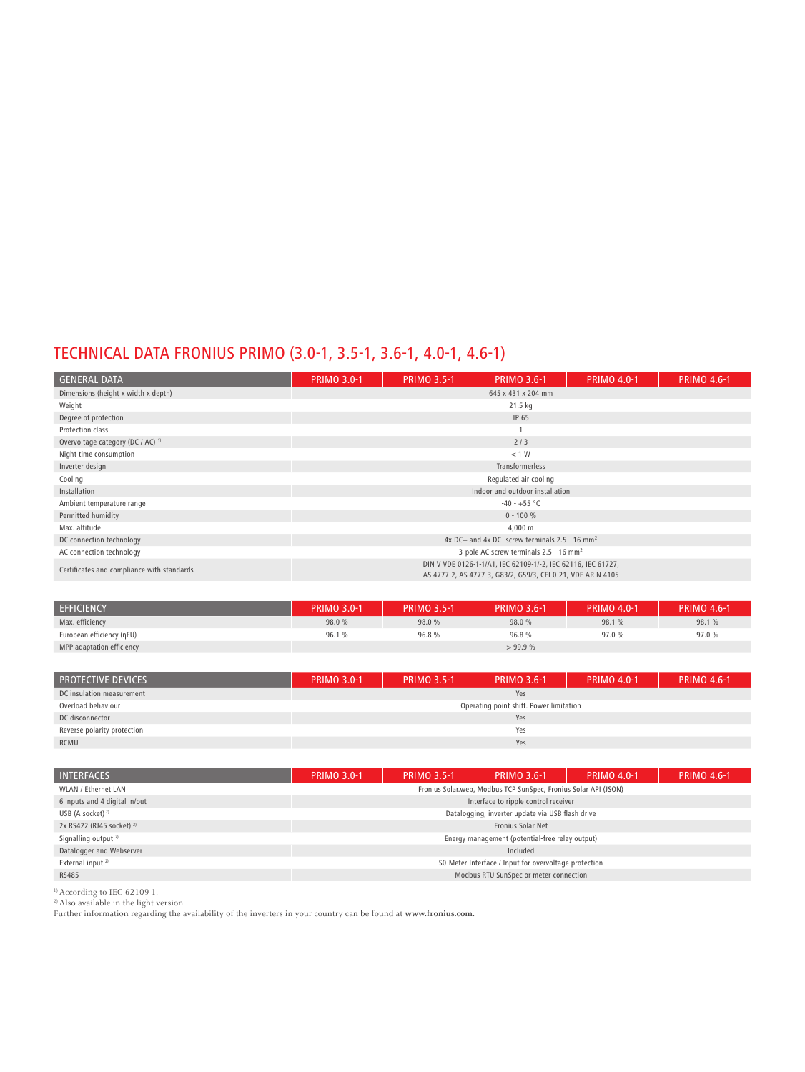## TECHNICAL DATA FRONIUS PRIMO (3.0-1, 3.5-1, 3.6-1, 4.0-1, 4.6-1)

| GENERAL DATA | PRIMO 3.0-1 | PRIMO 3.5-1 | PRIMO 3.6-1 | PRIMO 4.0-1 | PRIMO 4.6-1 |
|---|---|---|---|---|---|
| Dimensions (height x width x depth) | 645 x 431 x 204 mm | | | | |
| Weight | 21.5 kg | | | | |
| Degree of protection | IP 65 | | | | |
| Protection class | 1 | | | | |
| Overvoltage category (DC / AC) [1] | 2 / 3 | | | | |
| Night time consumption | < 1 W | | | | |
| Inverter design | Transformerless | | | | |
| Cooling | Regulated air cooling | | | | |
| Installation | Indoor and outdoor installation | | | | |
| Ambient temperature range | -40 - +55 °C | | | | |
| Permitted humidity | 0 - 100 % | | | | |
| Max. altitude | 4,000 m | | | | |
| DC connection technology | 4x DC+ and 4x DC- screw terminals 2.5 - 16 mm² | | | | |
| AC connection technology | 3-pole AC screw terminals 2.5 - 16 mm² | | | | |
| Certificates and compliance with standards | DIN V VDE 0126-1-1/A1, IEC 62109-1/-2, IEC 62116, IEC 61727, AS 4777-2, AS 4777-3, G83/2, G59/3, CEI 0-21, VDE AR N 4105 | | | | |

| EFFICIENCY | PRIMO 3.0-1 | PRIMO 3.5-1 | PRIMO 3.6-1 | PRIMO 4.0-1 | PRIMO 4.6-1 |
|---|---|---|---|---|---|
| Max. efficiency | 98.0 % | 98.0 % | 98.0 % | 98.1 % | 98.1 % |
| European efficiency (ηEU) | 96.1 % | 96.8 % | 96.8 % | 97.0 % | 97.0 % |
| MPP adaptation efficiency | > 99.9 % | | | | |

| PROTECTIVE DEVICES | PRIMO 3.0-1 | PRIMO 3.5-1 | PRIMO 3.6-1 | PRIMO 4.0-1 | PRIMO 4.6-1 |
|---|---|---|---|---|---|
| DC insulation measurement | Yes | | | | |
| Overload behaviour | Operating point shift. Power limitation | | | | |
| DC disconnector | Yes | | | | |
| Reverse polarity protection | Yes | | | | |
| RCMU | Yes | | | | |

| INTERFACES | PRIMO 3.0-1 | PRIMO 3.5-1 | PRIMO 3.6-1 | PRIMO 4.0-1 | PRIMO 4.6-1 |
|---|---|---|---|---|---|
| WLAN / Ethernet LAN | Fronius Solar.web, Modbus TCP SunSpec, Fronius Solar API (JSON) | | | | |
| 6 inputs and 4 digital in/out | Interface to ripple control receiver | | | | |
| USB (A socket) [2] | Datalogging, inverter update via USB flash drive | | | | |
| 2x RS422 (RJ45 socket) [2] | Fronius Solar Net | | | | |
| Signalling output [2] | Energy management (potential-free relay output) | | | | |
| Datalogger and Webserver | Included | | | | |
| External input [2] | S0-Meter Interface / Input for overvoltage protection | | | | |
| RS485 | Modbus RTU SunSpec or meter connection | | | | |

[1] According to IEC 62109-1.
[2] Also available in the light version.
Further information regarding the availability of the inverters in your country can be found at **www.fronius.com.**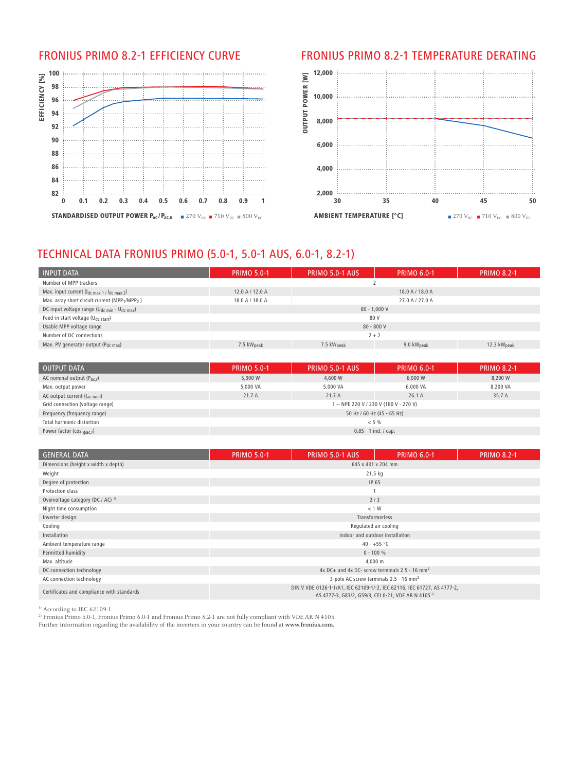## FRONIUS PRIMO 8.2-1 EFFICIENCY CURVE

EFFICIENCY [%]

STANDARDISED OUTPUT POWER $P_{AC}/P_{AC,R}$ ■ 270 $V_{DC}$ ■ 710 $V_{DC}$ ■ 800 $V_{DC}$

## FRONIUS PRIMO 8.2-1 TEMPERATURE DERATING

OUTPUT POWER [W]

AMBIENT TEMPERATURE [°C] ■ 270 $V_{DC}$ ■ 710 $V_{DC}$ ■ 800 $V_{DC}$

# TECHNICAL DATA FRONIUS PRIMO (5.0-1, 5.0-1 AUS, 6.0-1, 8.2-1)

| INPUT DATA | PRIMO 5.0-1 | PRIMO 5.0-1 AUS | PRIMO 6.0-1 | PRIMO 8.2-1 |
|---|---|---|---|---|
| Number of MPP trackers | 2 | | | |
| Max. input current ($I_{dc\ max\ 1}$ / $I_{dc\ max\ 2}$) | 12.0 A / 12.0 A | 18.0 A / 18.0 A | | |
| Max. array short circuit current ($MPP_1/MPP_2$) | 18.0 A / 18.0 A | 27.0 A / 27.0 A | | |
| DC input voltage range ($U_{dc\ min}$ - $U_{dc\ max}$) | 80 - 1,000 V | | | |
| Feed-in start voltage ($U_{dc\ start}$) | 80 V | | | |
| Usable MPP voltage range | 80 - 800 V | | | |
| Number of DC connections | 2 + 2 | | | |
| Max. PV generator output ($P_{dc\ max}$) | 7.5 $kW_{peak}$ | 7.5 $kW_{peak}$ | 9.0 $kW_{peak}$ | 12.3 $kW_{peak}$ |

| OUTPUT DATA | PRIMO 5.0-1 | PRIMO 5.0-1 AUS | PRIMO 6.0-1 | PRIMO 8.2-1 |
|---|---|---|---|---|
| AC nominal output ($P_{ac,r}$) | 5,000 W | 4,600 W | 6,000 W | 8,200 W |
| Max. output power | 5,000 VA | 5,000 VA | 6,000 VA | 8,200 VA |
| AC output current ($I_{ac\ nom}$) | 21.7 A | 21.7 A | 26.1 A | 35.7 A |
| Grid connection (voltage range) | 1 ~ NPE 220 V / 230 V (180 V - 270 V) | | | |
| Frequency (frequency range) | 50 Hz / 60 Hz (45 - 65 Hz) | | | |
| Total harmonic distortion | < 5 % | | | |
| Power factor (cos $\phi_{ac,r}$) | 0.85 - 1 ind. / cap. | | | |

| GENERAL DATA | PRIMO 5.0-1 | PRIMO 5.0-1 AUS | PRIMO 6.0-1 | PRIMO 8.2-1 |
|---|---|---|---|---|
| Dimensions (height x width x depth) | 645 x 431 x 204 mm | | | |
| Weight | 21.5 kg | | | |
| Degree of protection | IP 65 | | | |
| Protection class | 1 | | | |
| Overvoltage category (DC / AC) [1] | 2 / 3 | | | |
| Night time consumption | < 1 W | | | |
| Inverter design | Transformerless | | | |
| Cooling | Regulated air cooling | | | |
| Installation | Indoor and outdoor installation | | | |
| Ambient temperature range | -40 - +55 °C | | | |
| Permitted humidity | 0 - 100 % | | | |
| Max. altitude | 4,000 m | | | |
| DC connection technology | 4x DC+ and 4x DC- screw terminals 2.5 - 16 mm² | | | |
| AC connection technology | 3-pole AC screw terminals 2.5 - 16 mm² | | | |
| Certificates and compliance with standards | DIN V VDE 0126-1-1/A1, IEC 62109-1/-2, IEC 62116, IEC 61727, AS 4777-2, AS 4777-3, G83/2, G59/3, CEI 0-21, VDE AR N 4105 [2] | | | |

[1] According to IEC 62109-1.
[2] Fronius Primo 5.0-1, Fronius Primo 6.0-1 and Fronius Primo 8.2-1 are not fully compliant with VDE AR N 4105.
Further information regarding the availability of the inverters in your country can be found at **www.fronius.com.**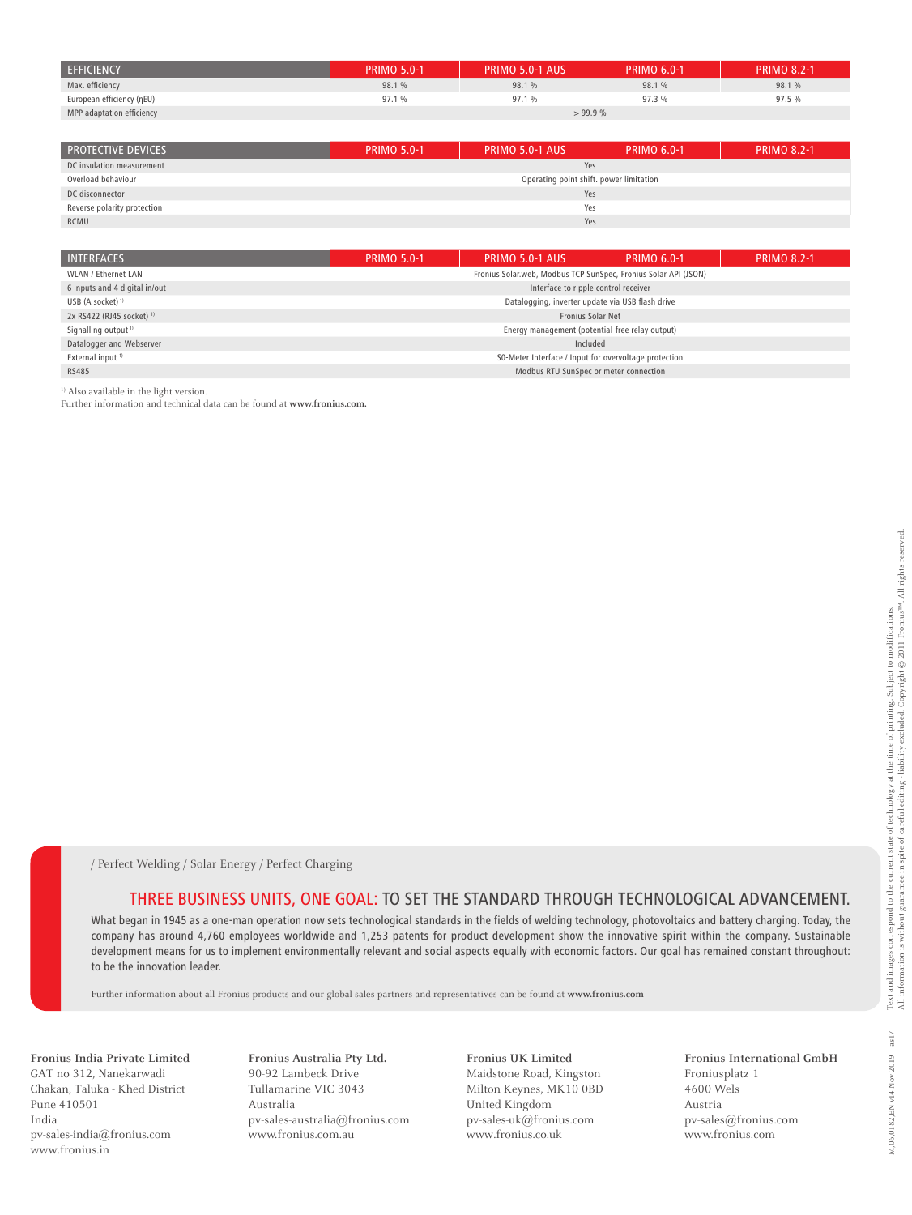| EFFICIENCY | PRIMO 5.0-1 | PRIMO 5.0-1 AUS | PRIMO 6.0-1 | PRIMO 8.2-1 |
|---|---|---|---|---|
| Max. efficiency | 98.1 % | 98.1 % | 98.1 % | 98.1 % |
| European efficiency (ηEU) | 97.1 % | 97.1 % | 97.3 % | 97.5 % |
| MPP adaptation efficiency | > 99.9 % | | | |

| PROTECTIVE DEVICES | PRIMO 5.0-1 | PRIMO 5.0-1 AUS | PRIMO 6.0-1 | PRIMO 8.2-1 |
|---|---|---|---|---|
| DC insulation measurement | Yes | | | |
| Overload behaviour | Operating point shift. power limitation | | | |
| DC disconnector | Yes | | | |
| Reverse polarity protection | Yes | | | |
| RCMU | Yes | | | |

| INTERFACES | PRIMO 5.0-1 | PRIMO 5.0-1 AUS | PRIMO 6.0-1 | PRIMO 8.2-1 |
|---|---|---|---|---|
| WLAN / Ethernet LAN | Fronius Solar.web, Modbus TCP SunSpec, Fronius Solar API (JSON) | | | |
| 6 inputs and 4 digital in/out | Interface to ripple control receiver | | | |
| USB (A socket) [1] | Datalogging, inverter update via USB flash drive | | | |
| 2x RS422 (RJ45 socket) [1] | Fronius Solar Net | | | |
| Signalling output [1] | Energy management (potential-free relay output) | | | |
| Datalogger and Webserver | Included | | | |
| External input [1] | S0-Meter Interface / Input for overvoltage protection | | | |
| RS485 | Modbus RTU SunSpec or meter connection | | | |

[1] Also available in the light version.
Further information and technical data can be found at **www.fronius.com.**

/ Perfect Welding / Solar Energy / Perfect Charging

## THREE BUSINESS UNITS, ONE GOAL: TO SET THE STANDARD THROUGH TECHNOLOGICAL ADVANCEMENT.

What began in 1945 as a one-man operation now sets technological standards in the fields of welding technology, photovoltaics and battery charging. Today, the company has around 4,760 employees worldwide and 1,253 patents for product development show the innovative spirit within the company. Sustainable development means for us to implement environmentally relevant and social aspects equally with economic factors. Our goal has remained constant throughout: to be the innovation leader.

Further information about all Fronius products and our global sales partners and representatives can be found at **www.fronius.com**

**Fronius India Private Limited**
GAT no 312, Nanekarwadi
Chakan, Taluka - Khed District
Pune 410501
India
pv-sales-india@fronius.com
www.fronius.in

**Fronius Australia Pty Ltd.**
90-92 Lambeck Drive
Tullamarine VIC 3043
Australia
pv-sales-australia@fronius.com
www.fronius.com.au

**Fronius UK Limited**
Maidstone Road, Kingston
Milton Keynes, MK10 0BD
United Kingdom
pv-sales-uk@fronius.com
www.fronius.co.uk

**Fronius International GmbH**
Froniusplatz 1
4600 Wels
Austria
pv-sales@fronius.com
www.fronius.com

Text and images correspond to the current state of technology at the time of printing. Subject to modifications. All information is without guarantee in spite of careful editing - liability excluded. Copyright © 2011 Fronius™. All rights reserved.

M,06,0182,EN v14 Nov 2019 as17